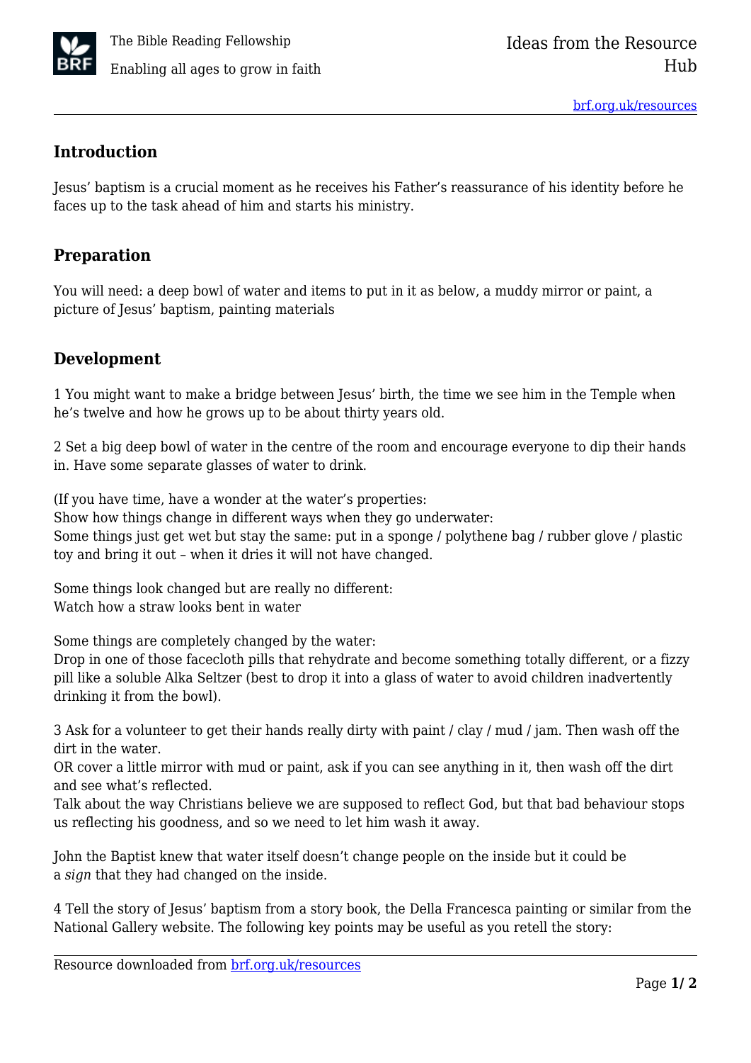## Introduction

Jesus' baptism is a crucial moment as he receives his Father's reassurance of his identity before he faces up to the task ahead of him and starts his ministry.

## Preparation

You will need: a deep bowl of water and items to put in it as below, a muddy mirror or paint, a picture of Jesus' baptism, painting materials

## Development

1 You might want to make a bridge between Jesus' birth, the time we see him in the Temple when he's twelve and how he grows up to be about thirty years old.

2 Set a big deep bowl of water in the centre of the room and encourage everyone to dip their hands in. Have some separate glasses of water to drink.

(If you have time, have a wonder at the water's properties:
Show how things change in different ways when they go underwater:
Some things just get wet but stay the same: put in a sponge / polythene bag / rubber glove / plastic toy and bring it out – when it dries it will not have changed.

Some things look changed but are really no different:
Watch how a straw looks bent in water

Some things are completely changed by the water:
Drop in one of those facecloth pills that rehydrate and become something totally different, or a fizzy pill like a soluble Alka Seltzer (best to drop it into a glass of water to avoid children inadvertently drinking it from the bowl).

3 Ask for a volunteer to get their hands really dirty with paint / clay / mud / jam. Then wash off the dirt in the water.
OR cover a little mirror with mud or paint, ask if you can see anything in it, then wash off the dirt and see what's reflected.
Talk about the way Christians believe we are supposed to reflect God, but that bad behaviour stops us reflecting his goodness, and so we need to let him wash it away.

John the Baptist knew that water itself doesn't change people on the inside but it could be a *sign* that they had changed on the inside.

4 Tell the story of Jesus' baptism from a story book, the Della Francesca painting or similar from the National Gallery website. The following key points may be useful as you retell the story: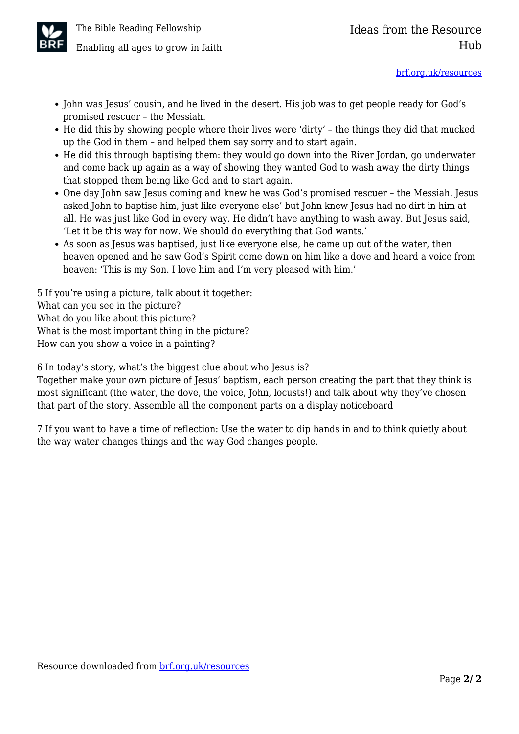- John was Jesus' cousin, and he lived in the desert. His job was to get people ready for God's promised rescuer – the Messiah.
- He did this by showing people where their lives were 'dirty' – the things they did that mucked up the God in them – and helped them say sorry and to start again.
- He did this through baptising them: they would go down into the River Jordan, go underwater and come back up again as a way of showing they wanted God to wash away the dirty things that stopped them being like God and to start again.
- One day John saw Jesus coming and knew he was God's promised rescuer – the Messiah. Jesus asked John to baptise him, just like everyone else' but John knew Jesus had no dirt in him at all. He was just like God in every way. He didn't have anything to wash away. But Jesus said, 'Let it be this way for now. We should do everything that God wants.'
- As soon as Jesus was baptised, just like everyone else, he came up out of the water, then heaven opened and he saw God's Spirit come down on him like a dove and heard a voice from heaven: 'This is my Son. I love him and I'm very pleased with him.'

5 If you're using a picture, talk about it together:
What can you see in the picture?
What do you like about this picture?
What is the most important thing in the picture?
How can you show a voice in a painting?

6 In today's story, what's the biggest clue about who Jesus is?
Together make your own picture of Jesus' baptism, each person creating the part that they think is most significant (the water, the dove, the voice, John, locusts!) and talk about why they've chosen that part of the story. Assemble all the component parts on a display noticeboard

7 If you want to have a time of reflection: Use the water to dip hands in and to think quietly about the way water changes things and the way God changes people.